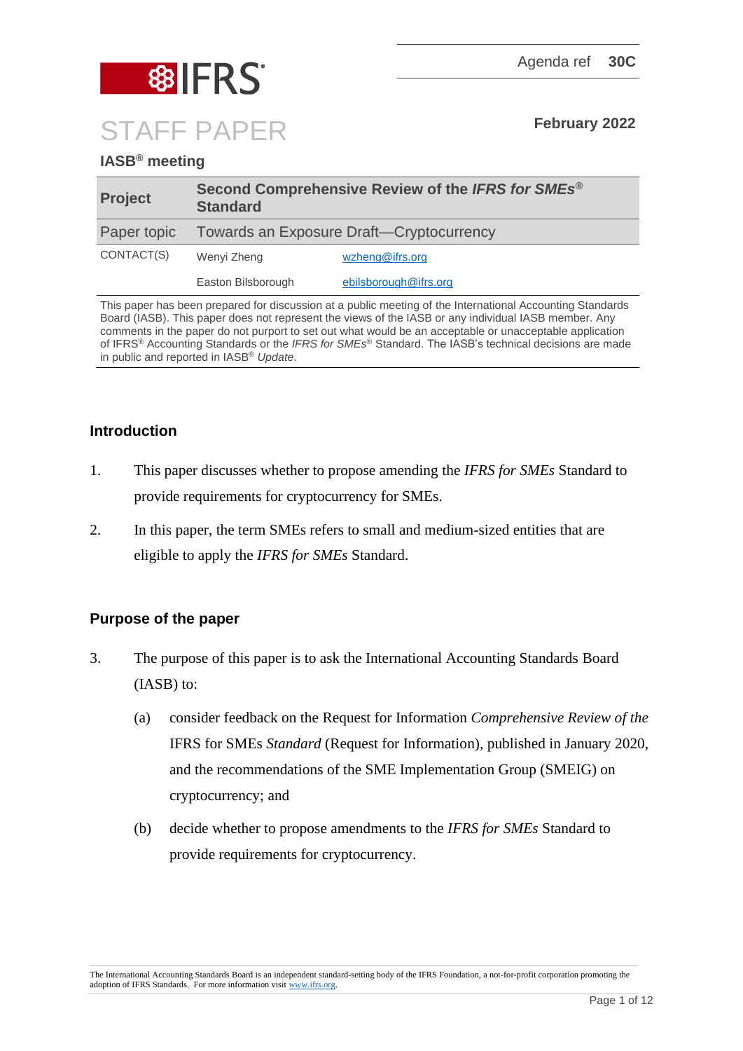Agenda ref **30C**

# STAFF PAPER

**February 2022**

**IASB® meeting**

| **Project** | **Second Comprehensive Review of the *IFRS for SMEs*® Standard** | |
|---|---|---|
| Paper topic | Towards an Exposure Draft—Cryptocurrency | |
| CONTACT(S) | Wenyi Zheng | wzheng@ifrs.org |
| | Easton Bilsborough | ebilsborough@ifrs.org |

This paper has been prepared for discussion at a public meeting of the International Accounting Standards Board (IASB). This paper does not represent the views of the IASB or any individual IASB member. Any comments in the paper do not purport to set out what would be an acceptable or unacceptable application of IFRS® Accounting Standards or the *IFRS for SMEs*® Standard. The IASB's technical decisions are made in public and reported in IASB® *Update*.

## Introduction

1. This paper discusses whether to propose amending the *IFRS for SMEs* Standard to provide requirements for cryptocurrency for SMEs.

2. In this paper, the term SMEs refers to small and medium-sized entities that are eligible to apply the *IFRS for SMEs* Standard.

## Purpose of the paper

3. The purpose of this paper is to ask the International Accounting Standards Board (IASB) to:

   (a) consider feedback on the Request for Information *Comprehensive Review of the* IFRS for SMEs *Standard* (Request for Information), published in January 2020, and the recommendations of the SME Implementation Group (SMEIG) on cryptocurrency; and

   (b) decide whether to propose amendments to the *IFRS for SMEs* Standard to provide requirements for cryptocurrency.

The International Accounting Standards Board is an independent standard-setting body of the IFRS Foundation, a not-for-profit corporation promoting the adoption of IFRS Standards. For more information visit www.ifrs.org.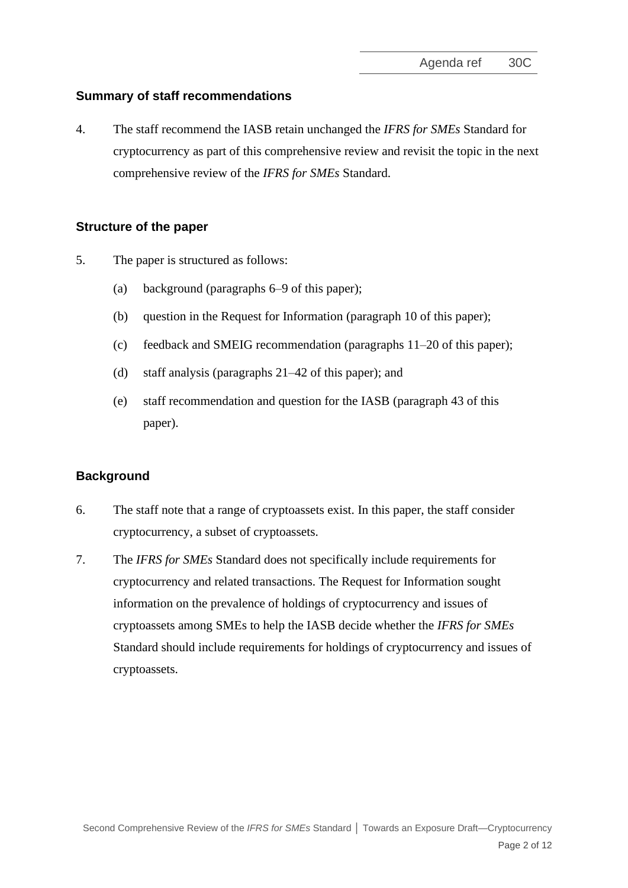## Summary of staff recommendations

4. The staff recommend the IASB retain unchanged the *IFRS for SMEs* Standard for cryptocurrency as part of this comprehensive review and revisit the topic in the next comprehensive review of the *IFRS for SMEs* Standard.

## Structure of the paper

5. The paper is structured as follows:

   (a) background (paragraphs 6–9 of this paper);

   (b) question in the Request for Information (paragraph 10 of this paper);

   (c) feedback and SMEIG recommendation (paragraphs 11–20 of this paper);

   (d) staff analysis (paragraphs 21–42 of this paper); and

   (e) staff recommendation and question for the IASB (paragraph 43 of this paper).

## Background

6. The staff note that a range of cryptoassets exist. In this paper, the staff consider cryptocurrency, a subset of cryptoassets.

7. The *IFRS for SMEs* Standard does not specifically include requirements for cryptocurrency and related transactions. The Request for Information sought information on the prevalence of holdings of cryptocurrency and issues of cryptoassets among SMEs to help the IASB decide whether the *IFRS for SMEs* Standard should include requirements for holdings of cryptocurrency and issues of cryptoassets.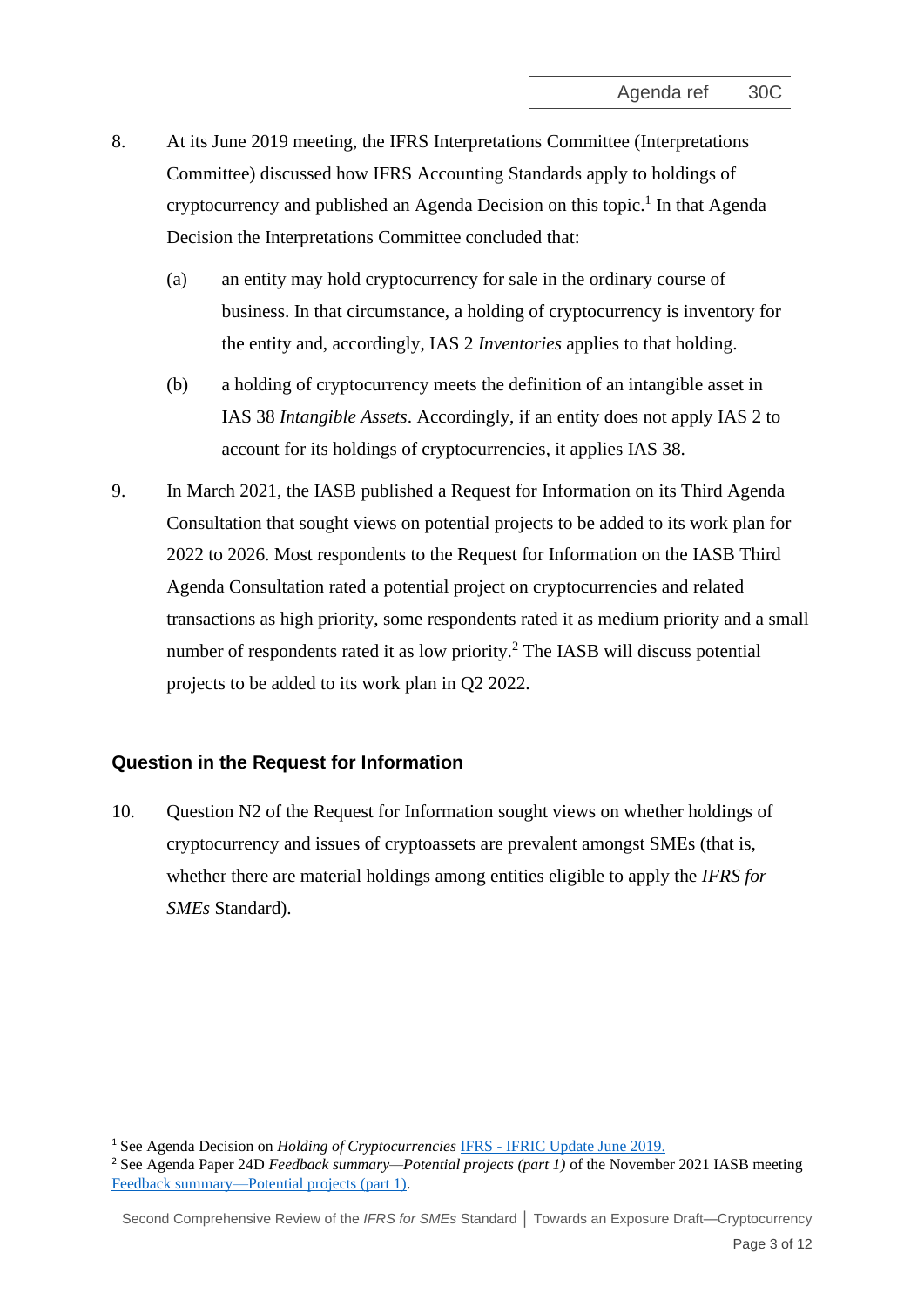8. At its June 2019 meeting, the IFRS Interpretations Committee (Interpretations Committee) discussed how IFRS Accounting Standards apply to holdings of cryptocurrency and published an Agenda Decision on this topic.[1] In that Agenda Decision the Interpretations Committee concluded that:

   (a) an entity may hold cryptocurrency for sale in the ordinary course of business. In that circumstance, a holding of cryptocurrency is inventory for the entity and, accordingly, IAS 2 *Inventories* applies to that holding.

   (b) a holding of cryptocurrency meets the definition of an intangible asset in IAS 38 *Intangible Assets*. Accordingly, if an entity does not apply IAS 2 to account for its holdings of cryptocurrencies, it applies IAS 38.

9. In March 2021, the IASB published a Request for Information on its Third Agenda Consultation that sought views on potential projects to be added to its work plan for 2022 to 2026. Most respondents to the Request for Information on the IASB Third Agenda Consultation rated a potential project on cryptocurrencies and related transactions as high priority, some respondents rated it as medium priority and a small number of respondents rated it as low priority.[2] The IASB will discuss potential projects to be added to its work plan in Q2 2022.

## Question in the Request for Information

10. Question N2 of the Request for Information sought views on whether holdings of cryptocurrency and issues of cryptoassets are prevalent amongst SMEs (that is, whether there are material holdings among entities eligible to apply the *IFRS for SMEs* Standard).

---

[1] See Agenda Decision on *Holding of Cryptocurrencies* IFRS - IFRIC Update June 2019.

[2] See Agenda Paper 24D *Feedback summary—Potential projects (part 1)* of the November 2021 IASB meeting Feedback summary—Potential projects (part 1).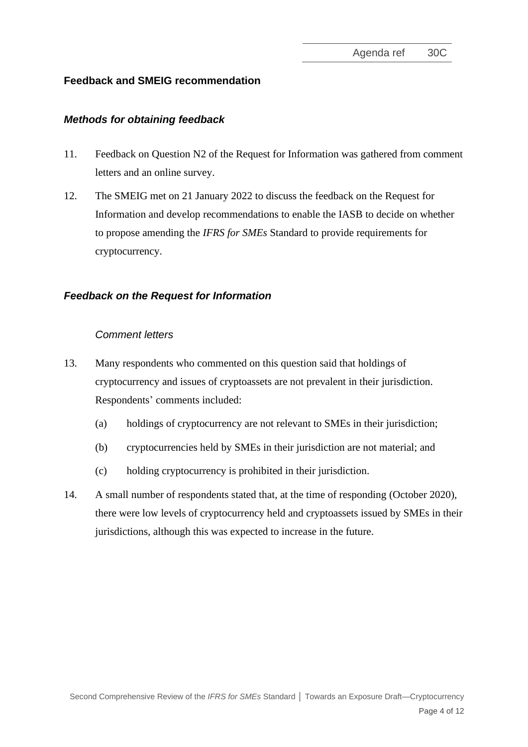## Feedback and SMEIG recommendation

### *Methods for obtaining feedback*

11. Feedback on Question N2 of the Request for Information was gathered from comment letters and an online survey.

12. The SMEIG met on 21 January 2022 to discuss the feedback on the Request for Information and develop recommendations to enable the IASB to decide on whether to propose amending the *IFRS for SMEs* Standard to provide requirements for cryptocurrency.

### *Feedback on the Request for Information*

#### *Comment letters*

13. Many respondents who commented on this question said that holdings of cryptocurrency and issues of cryptoassets are not prevalent in their jurisdiction. Respondents' comments included:

    (a) holdings of cryptocurrency are not relevant to SMEs in their jurisdiction;

    (b) cryptocurrencies held by SMEs in their jurisdiction are not material; and

    (c) holding cryptocurrency is prohibited in their jurisdiction.

14. A small number of respondents stated that, at the time of responding (October 2020), there were low levels of cryptocurrency held and cryptoassets issued by SMEs in their jurisdictions, although this was expected to increase in the future.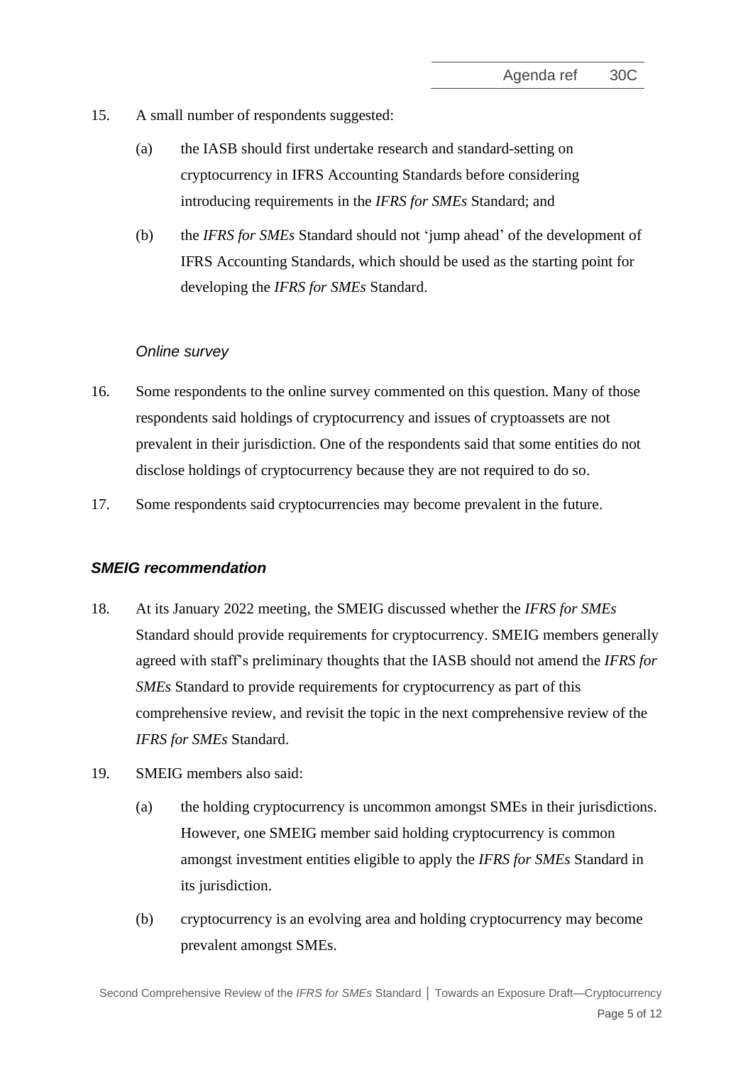15. A small number of respondents suggested:

    (a) the IASB should first undertake research and standard-setting on cryptocurrency in IFRS Accounting Standards before considering introducing requirements in the *IFRS for SMEs* Standard; and

    (b) the *IFRS for SMEs* Standard should not 'jump ahead' of the development of IFRS Accounting Standards, which should be used as the starting point for developing the *IFRS for SMEs* Standard.

*Online survey*

16. Some respondents to the online survey commented on this question. Many of those respondents said holdings of cryptocurrency and issues of cryptoassets are not prevalent in their jurisdiction. One of the respondents said that some entities do not disclose holdings of cryptocurrency because they are not required to do so.

17. Some respondents said cryptocurrencies may become prevalent in the future.

### *SMEIG recommendation*

18. At its January 2022 meeting, the SMEIG discussed whether the *IFRS for SMEs* Standard should provide requirements for cryptocurrency. SMEIG members generally agreed with staff's preliminary thoughts that the IASB should not amend the *IFRS for SMEs* Standard to provide requirements for cryptocurrency as part of this comprehensive review, and revisit the topic in the next comprehensive review of the *IFRS for SMEs* Standard.

19. SMEIG members also said:

    (a) the holding cryptocurrency is uncommon amongst SMEs in their jurisdictions. However, one SMEIG member said holding cryptocurrency is common amongst investment entities eligible to apply the *IFRS for SMEs* Standard in its jurisdiction.

    (b) cryptocurrency is an evolving area and holding cryptocurrency may become prevalent amongst SMEs.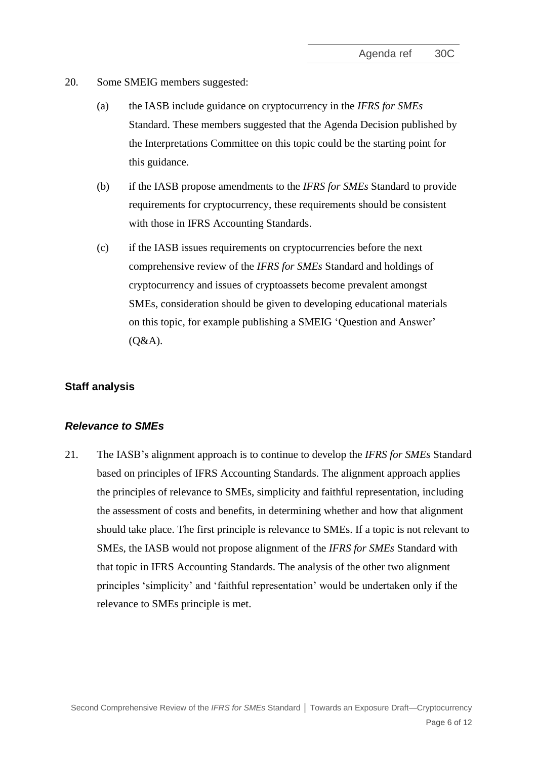20. Some SMEIG members suggested:

    (a) the IASB include guidance on cryptocurrency in the *IFRS for SMEs* Standard. These members suggested that the Agenda Decision published by the Interpretations Committee on this topic could be the starting point for this guidance.

    (b) if the IASB propose amendments to the *IFRS for SMEs* Standard to provide requirements for cryptocurrency, these requirements should be consistent with those in IFRS Accounting Standards.

    (c) if the IASB issues requirements on cryptocurrencies before the next comprehensive review of the *IFRS for SMEs* Standard and holdings of cryptocurrency and issues of cryptoassets become prevalent amongst SMEs, consideration should be given to developing educational materials on this topic, for example publishing a SMEIG 'Question and Answer' (Q&A).

## Staff analysis

### *Relevance to SMEs*

21. The IASB's alignment approach is to continue to develop the *IFRS for SMEs* Standard based on principles of IFRS Accounting Standards. The alignment approach applies the principles of relevance to SMEs, simplicity and faithful representation, including the assessment of costs and benefits, in determining whether and how that alignment should take place. The first principle is relevance to SMEs. If a topic is not relevant to SMEs, the IASB would not propose alignment of the *IFRS for SMEs* Standard with that topic in IFRS Accounting Standards. The analysis of the other two alignment principles 'simplicity' and 'faithful representation' would be undertaken only if the relevance to SMEs principle is met.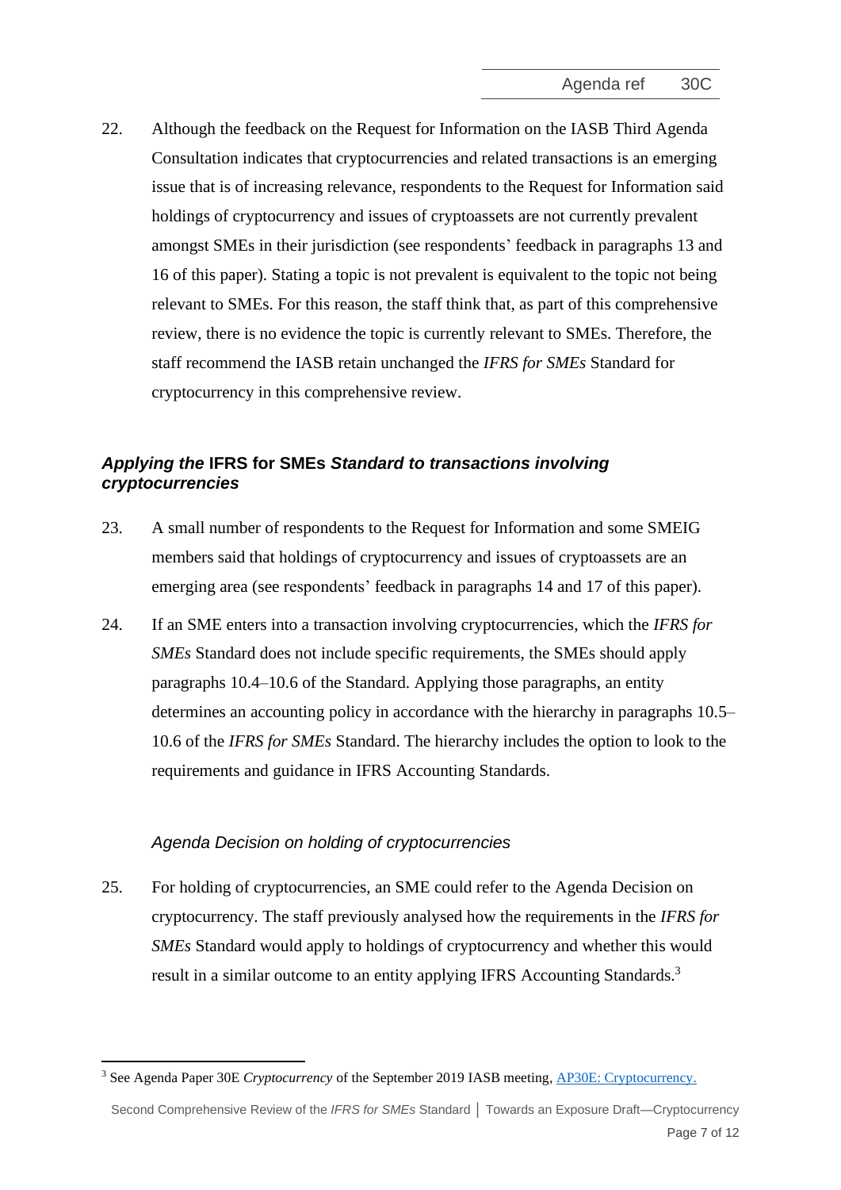22. Although the feedback on the Request for Information on the IASB Third Agenda Consultation indicates that cryptocurrencies and related transactions is an emerging issue that is of increasing relevance, respondents to the Request for Information said holdings of cryptocurrency and issues of cryptoassets are not currently prevalent amongst SMEs in their jurisdiction (see respondents' feedback in paragraphs 13 and 16 of this paper). Stating a topic is not prevalent is equivalent to the topic not being relevant to SMEs. For this reason, the staff think that, as part of this comprehensive review, there is no evidence the topic is currently relevant to SMEs. Therefore, the staff recommend the IASB retain unchanged the *IFRS for SMEs* Standard for cryptocurrency in this comprehensive review.

### *Applying the* IFRS for SMEs *Standard to transactions involving cryptocurrencies*

23. A small number of respondents to the Request for Information and some SMEIG members said that holdings of cryptocurrency and issues of cryptoassets are an emerging area (see respondents' feedback in paragraphs 14 and 17 of this paper).

24. If an SME enters into a transaction involving cryptocurrencies, which the *IFRS for SMEs* Standard does not include specific requirements, the SMEs should apply paragraphs 10.4–10.6 of the Standard. Applying those paragraphs, an entity determines an accounting policy in accordance with the hierarchy in paragraphs 10.5–10.6 of the *IFRS for SMEs* Standard. The hierarchy includes the option to look to the requirements and guidance in IFRS Accounting Standards.

#### *Agenda Decision on holding of cryptocurrencies*

25. For holding of cryptocurrencies, an SME could refer to the Agenda Decision on cryptocurrency. The staff previously analysed how the requirements in the *IFRS for SMEs* Standard would apply to holdings of cryptocurrency and whether this would result in a similar outcome to an entity applying IFRS Accounting Standards.[3]

[3] See Agenda Paper 30E *Cryptocurrency* of the September 2019 IASB meeting, AP30E: Cryptocurrency.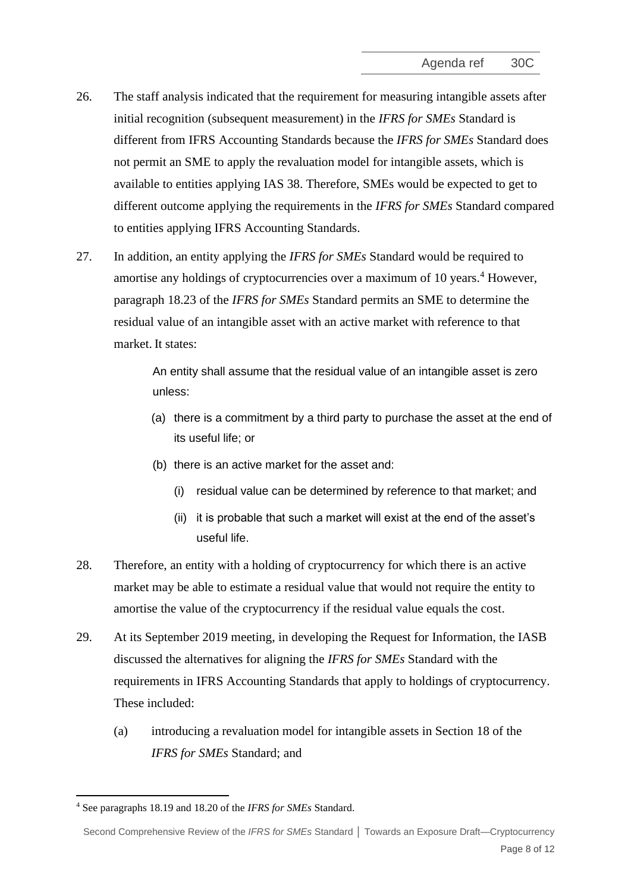26. The staff analysis indicated that the requirement for measuring intangible assets after initial recognition (subsequent measurement) in the *IFRS for SMEs* Standard is different from IFRS Accounting Standards because the *IFRS for SMEs* Standard does not permit an SME to apply the revaluation model for intangible assets, which is available to entities applying IAS 38. Therefore, SMEs would be expected to get to different outcome applying the requirements in the *IFRS for SMEs* Standard compared to entities applying IFRS Accounting Standards.

27. In addition, an entity applying the *IFRS for SMEs* Standard would be required to amortise any holdings of cryptocurrencies over a maximum of 10 years.[4] However, paragraph 18.23 of the *IFRS for SMEs* Standard permits an SME to determine the residual value of an intangible asset with an active market with reference to that market. It states:

> An entity shall assume that the residual value of an intangible asset is zero unless:
>
> (a) there is a commitment by a third party to purchase the asset at the end of its useful life; or
>
> (b) there is an active market for the asset and:
>
> (i) residual value can be determined by reference to that market; and
>
> (ii) it is probable that such a market will exist at the end of the asset's useful life.

28. Therefore, an entity with a holding of cryptocurrency for which there is an active market may be able to estimate a residual value that would not require the entity to amortise the value of the cryptocurrency if the residual value equals the cost.

29. At its September 2019 meeting, in developing the Request for Information, the IASB discussed the alternatives for aligning the *IFRS for SMEs* Standard with the requirements in IFRS Accounting Standards that apply to holdings of cryptocurrency. These included:

    (a) introducing a revaluation model for intangible assets in Section 18 of the *IFRS for SMEs* Standard; and

[4] See paragraphs 18.19 and 18.20 of the *IFRS for SMEs* Standard.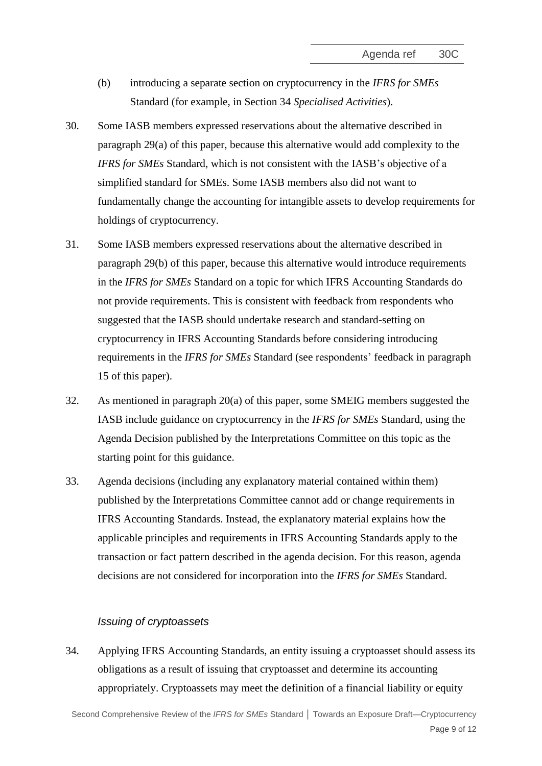(b) introducing a separate section on cryptocurrency in the *IFRS for SMEs* Standard (for example, in Section 34 *Specialised Activities*).

30. Some IASB members expressed reservations about the alternative described in paragraph 29(a) of this paper, because this alternative would add complexity to the *IFRS for SMEs* Standard, which is not consistent with the IASB's objective of a simplified standard for SMEs. Some IASB members also did not want to fundamentally change the accounting for intangible assets to develop requirements for holdings of cryptocurrency.

31. Some IASB members expressed reservations about the alternative described in paragraph 29(b) of this paper, because this alternative would introduce requirements in the *IFRS for SMEs* Standard on a topic for which IFRS Accounting Standards do not provide requirements. This is consistent with feedback from respondents who suggested that the IASB should undertake research and standard-setting on cryptocurrency in IFRS Accounting Standards before considering introducing requirements in the *IFRS for SMEs* Standard (see respondents' feedback in paragraph 15 of this paper).

32. As mentioned in paragraph 20(a) of this paper, some SMEIG members suggested the IASB include guidance on cryptocurrency in the *IFRS for SMEs* Standard, using the Agenda Decision published by the Interpretations Committee on this topic as the starting point for this guidance.

33. Agenda decisions (including any explanatory material contained within them) published by the Interpretations Committee cannot add or change requirements in IFRS Accounting Standards. Instead, the explanatory material explains how the applicable principles and requirements in IFRS Accounting Standards apply to the transaction or fact pattern described in the agenda decision. For this reason, agenda decisions are not considered for incorporation into the *IFRS for SMEs* Standard.

### *Issuing of cryptoassets*

34. Applying IFRS Accounting Standards, an entity issuing a cryptoasset should assess its obligations as a result of issuing that cryptoasset and determine its accounting appropriately. Cryptoassets may meet the definition of a financial liability or equity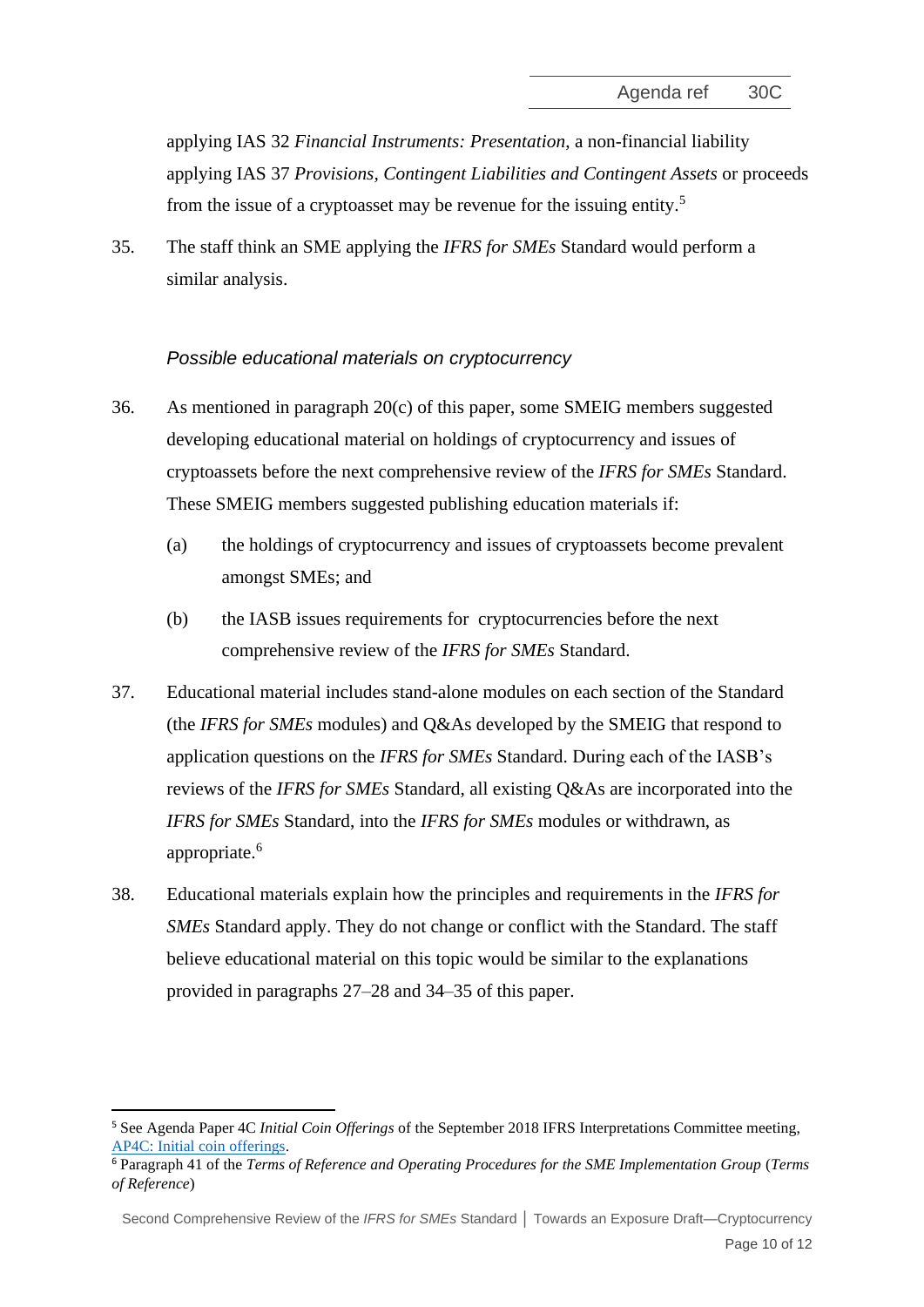applying IAS 32 *Financial Instruments: Presentation*, a non-financial liability applying IAS 37 *Provisions, Contingent Liabilities and Contingent Assets* or proceeds from the issue of a cryptoasset may be revenue for the issuing entity.[5]

35. The staff think an SME applying the *IFRS for SMEs* Standard would perform a similar analysis.

### *Possible educational materials on cryptocurrency*

36. As mentioned in paragraph 20(c) of this paper, some SMEIG members suggested developing educational material on holdings of cryptocurrency and issues of cryptoassets before the next comprehensive review of the *IFRS for SMEs* Standard. These SMEIG members suggested publishing education materials if:

    (a) the holdings of cryptocurrency and issues of cryptoassets become prevalent amongst SMEs; and

    (b) the IASB issues requirements for cryptocurrencies before the next comprehensive review of the *IFRS for SMEs* Standard.

37. Educational material includes stand-alone modules on each section of the Standard (the *IFRS for SMEs* modules) and Q&As developed by the SMEIG that respond to application questions on the *IFRS for SMEs* Standard. During each of the IASB's reviews of the *IFRS for SMEs* Standard, all existing Q&As are incorporated into the *IFRS for SMEs* Standard, into the *IFRS for SMEs* modules or withdrawn, as appropriate.[6]

38. Educational materials explain how the principles and requirements in the *IFRS for SMEs* Standard apply. They do not change or conflict with the Standard. The staff believe educational material on this topic would be similar to the explanations provided in paragraphs 27–28 and 34–35 of this paper.

---

[5] See Agenda Paper 4C *Initial Coin Offerings* of the September 2018 IFRS Interpretations Committee meeting, AP4C: Initial coin offerings.

[6] Paragraph 41 of the *Terms of Reference and Operating Procedures for the SME Implementation Group* (*Terms of Reference*)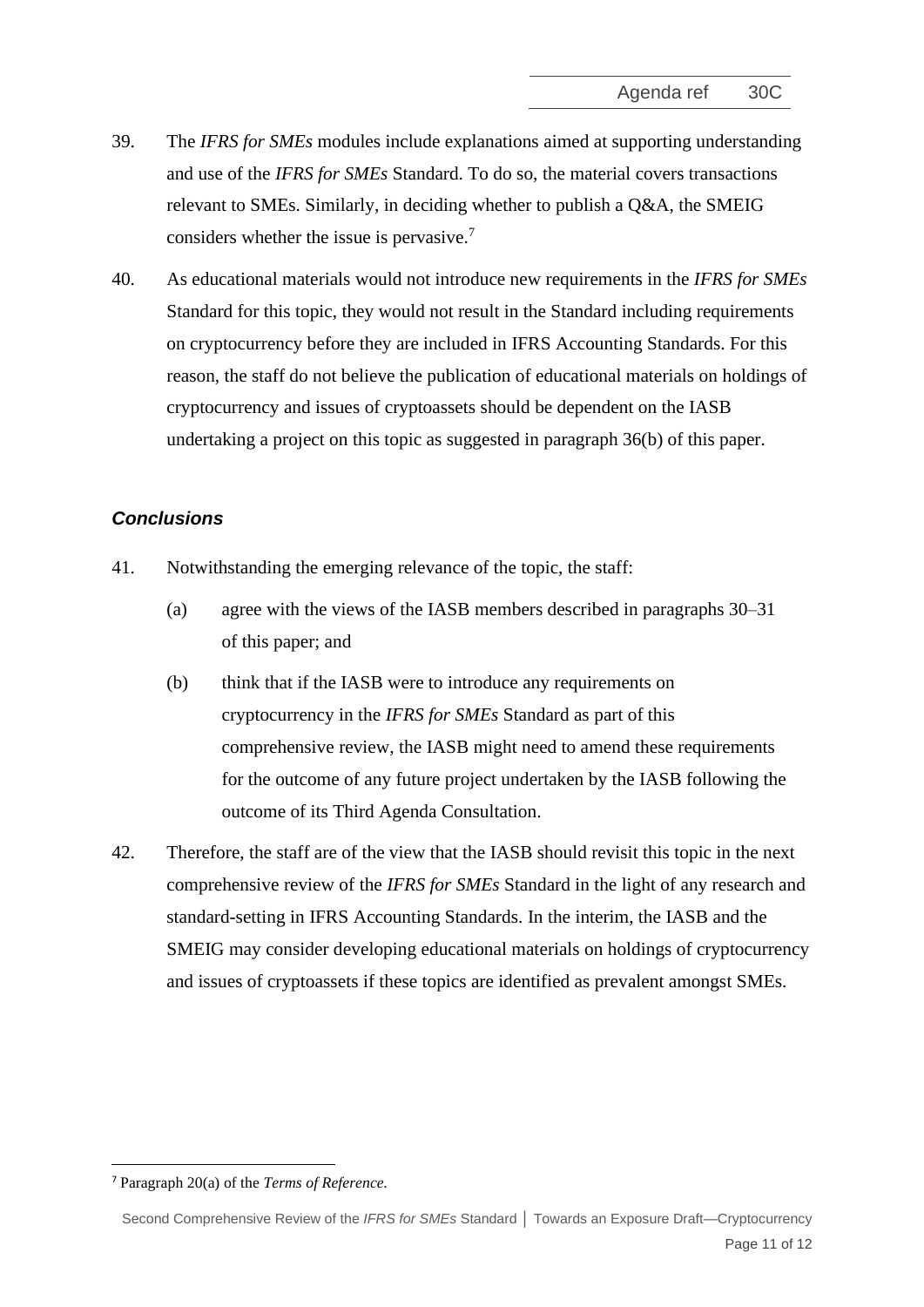39. The *IFRS for SMEs* modules include explanations aimed at supporting understanding and use of the *IFRS for SMEs* Standard. To do so, the material covers transactions relevant to SMEs. Similarly, in deciding whether to publish a Q&A, the SMEIG considers whether the issue is pervasive.[7]

40. As educational materials would not introduce new requirements in the *IFRS for SMEs* Standard for this topic, they would not result in the Standard including requirements on cryptocurrency before they are included in IFRS Accounting Standards. For this reason, the staff do not believe the publication of educational materials on holdings of cryptocurrency and issues of cryptoassets should be dependent on the IASB undertaking a project on this topic as suggested in paragraph 36(b) of this paper.

### *Conclusions*

41. Notwithstanding the emerging relevance of the topic, the staff:

    (a) agree with the views of the IASB members described in paragraphs 30–31 of this paper; and

    (b) think that if the IASB were to introduce any requirements on cryptocurrency in the *IFRS for SMEs* Standard as part of this comprehensive review, the IASB might need to amend these requirements for the outcome of any future project undertaken by the IASB following the outcome of its Third Agenda Consultation.

42. Therefore, the staff are of the view that the IASB should revisit this topic in the next comprehensive review of the *IFRS for SMEs* Standard in the light of any research and standard-setting in IFRS Accounting Standards. In the interim, the IASB and the SMEIG may consider developing educational materials on holdings of cryptocurrency and issues of cryptoassets if these topics are identified as prevalent amongst SMEs.

---

[7] Paragraph 20(a) of the *Terms of Reference*.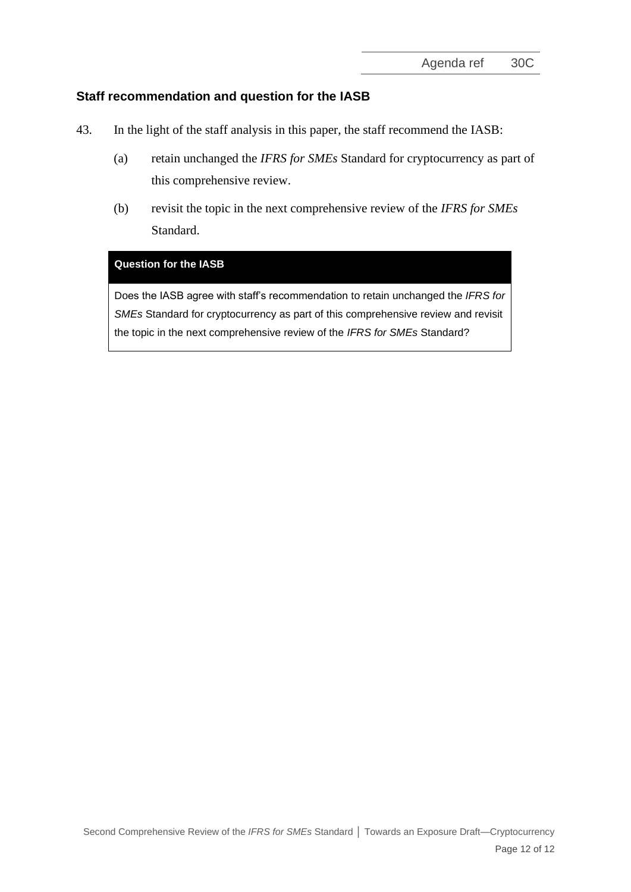### Staff recommendation and question for the IASB

43. In the light of the staff analysis in this paper, the staff recommend the IASB:

    (a) retain unchanged the *IFRS for SMEs* Standard for cryptocurrency as part of this comprehensive review.

    (b) revisit the topic in the next comprehensive review of the *IFRS for SMEs* Standard.

**Question for the IASB**

Does the IASB agree with staff's recommendation to retain unchanged the *IFRS for SMEs* Standard for cryptocurrency as part of this comprehensive review and revisit the topic in the next comprehensive review of the *IFRS for SMEs* Standard?